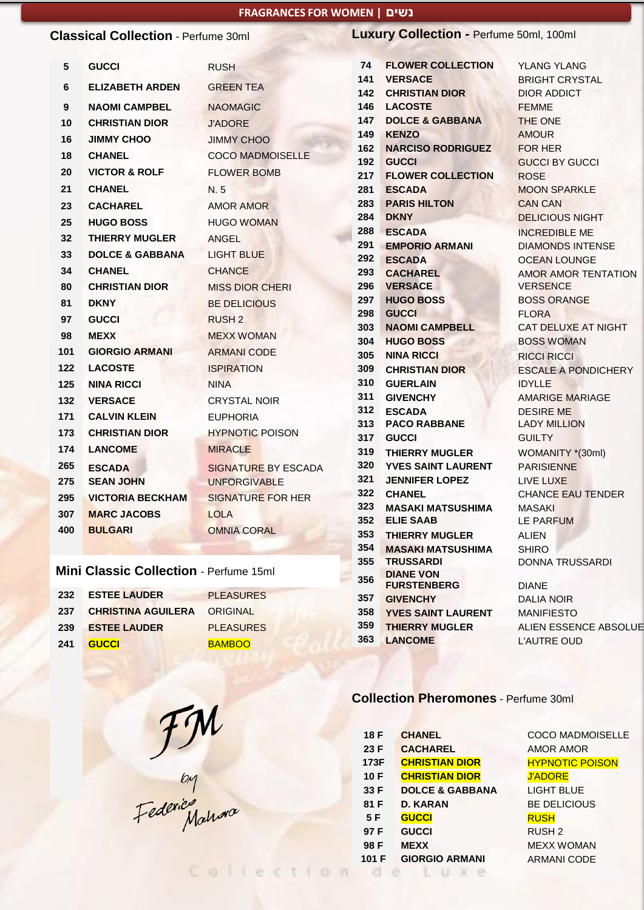# FRAGRANCES FOR WOMEN | נשים

## Classical Collection - Perfume 30ml

| | | |
|---|---|---|
| 5 | GUCCI | RUSH |
| 6 | ELIZABETH ARDEN | GREEN TEA |
| 9 | NAOMI CAMPBEL | NAOMAGIC |
| 10 | CHRISTIAN DIOR | J'ADORE |
| 16 | JIMMY CHOO | JIMMY CHOO |
| 18 | CHANEL | COCO MADMOISELLE |
| 20 | VICTOR & ROLF | FLOWER BOMB |
| 21 | CHANEL | N. 5 |
| 23 | CACHAREL | AMOR AMOR |
| 25 | HUGO BOSS | HUGO WOMAN |
| 32 | THIERRY MUGLER | ANGEL |
| 33 | DOLCE & GABBANA | LIGHT BLUE |
| 34 | CHANEL | CHANCE |
| 80 | CHRISTIAN DIOR | MISS DIOR CHERI |
| 81 | DKNY | BE DELICIOUS |
| 97 | GUCCI | RUSH 2 |
| 98 | MEXX | MEXX WOMAN |
| 101 | GIORGIO ARMANI | ARMANI CODE |
| 122 | LACOSTE | ISPIRATION |
| 125 | NINA RICCI | NINA |
| 132 | VERSACE | CRYSTAL NOIR |
| 171 | CALVIN KLEIN | EUPHORIA |
| 173 | CHRISTIAN DIOR | HYPNOTIC POISON |
| 174 | LANCOME | MIRACLE |
| 265 | ESCADA | SIGNATURE BY ESCADA |
| 275 | SEAN JOHN | UNFORGIVABLE |
| 295 | VICTORIA BECKHAM | SIGNATURE FOR HER |
| 307 | MARC JACOBS | LOLA |
| 400 | BULGARI | OMNIA CORAL |

## Mini Classic Collection - Perfume 15ml

| | | |
|---|---|---|
| 232 | ESTEE LAUDER | PLEASURES |
| 237 | CHRISTINA AGUILERA | ORIGINAL |
| 239 | ESTEE LAUDER | PLEASURES |
| 241 | GUCCI | BAMBOO |

## Luxury Collection - Perfume 50ml, 100ml

| | | |
|---|---|---|
| 74 | FLOWER COLLECTION | YLANG YLANG |
| 141 | VERSACE | BRIGHT CRYSTAL |
| 142 | CHRISTIAN DIOR | DIOR ADDICT |
| 146 | LACOSTE | FEMME |
| 147 | DOLCE & GABBANA | THE ONE |
| 149 | KENZO | AMOUR |
| 162 | NARCISO RODRIGUEZ | FOR HER |
| 192 | GUCCI | GUCCI BY GUCCI |
| 217 | FLOWER COLLECTION | ROSE |
| 281 | ESCADA | MOON SPARKLE |
| 283 | PARIS HILTON | CAN CAN |
| 284 | DKNY | DELICIOUS NIGHT |
| 288 | ESCADA | INCREDIBLE ME |
| 291 | EMPORIO ARMANI | DIAMONDS INTENSE |
| 292 | ESCADA | OCEAN LOUNGE |
| 293 | CACHAREL | AMOR AMOR TENTATION |
| 296 | VERSACE | VERSENCE |
| 297 | HUGO BOSS | BOSS ORANGE |
| 298 | GUCCI | FLORA |
| 303 | NAOMI CAMPBELL | CAT DELUXE AT NIGHT |
| 304 | HUGO BOSS | BOSS WOMAN |
| 305 | NINA RICCI | RICCI RICCI |
| 309 | CHRISTIAN DIOR | ESCALE A PONDICHERY |
| 310 | GUERLAIN | IDYLLE |
| 311 | GIVENCHY | AMARIGE MARIAGE |
| 312 | ESCADA | DESIRE ME |
| 313 | PACO RABBANE | LADY MILLION |
| 317 | GUCCI | GUILTY |
| 319 | THIERRY MUGLER | WOMANITY *(30ml) |
| 320 | YVES SAINT LAURENT | PARISIENNE |
| 321 | JENNIFER LOPEZ | LIVE LUXE |
| 322 | CHANEL | CHANCE EAU TENDER |
| 323 | MASAKI MATSUSHIMA | MASAKI |
| 352 | ELIE SAAB | LE PARFUM |
| 353 | THIERRY MUGLER | ALIEN |
| 354 | MASAKI MATSUSHIMA | SHIRO |
| 355 | TRUSSARDI | DONNA TRUSSARDI |
| 356 | DIANE VON FURSTENBERG | DIANE |
| 357 | GIVENCHY | DALIA NOIR |
| 358 | YVES SAINT LAURENT | MANIFIESTO |
| 359 | THIERRY MUGLER | ALIEN ESSENCE ABSOLUE |
| 363 | LANCOME | L'AUTRE OUD |

## Collection Pheromones - Perfume 30ml

| | | |
|---|---|---|
| 18 F | CHANEL | COCO MADMOISELLE |
| 23 F | CACHAREL | AMOR AMOR |
| 173F | CHRISTIAN DIOR | HYPNOTIC POISON |
| 10 F | CHRISTIAN DIOR | J'ADORE |
| 33 F | DOLCE & GABBANA | LIGHT BLUE |
| 81 F | D. KARAN | BE DELICIOUS |
| 5 F | GUCCI | RUSH |
| 97 F | GUCCI | RUSH 2 |
| 98 F | MEXX | MEXX WOMAN |
| 101 F | GIORGIO ARMANI | ARMANI CODE |

FM by Federico Mahora

Collection de Luxe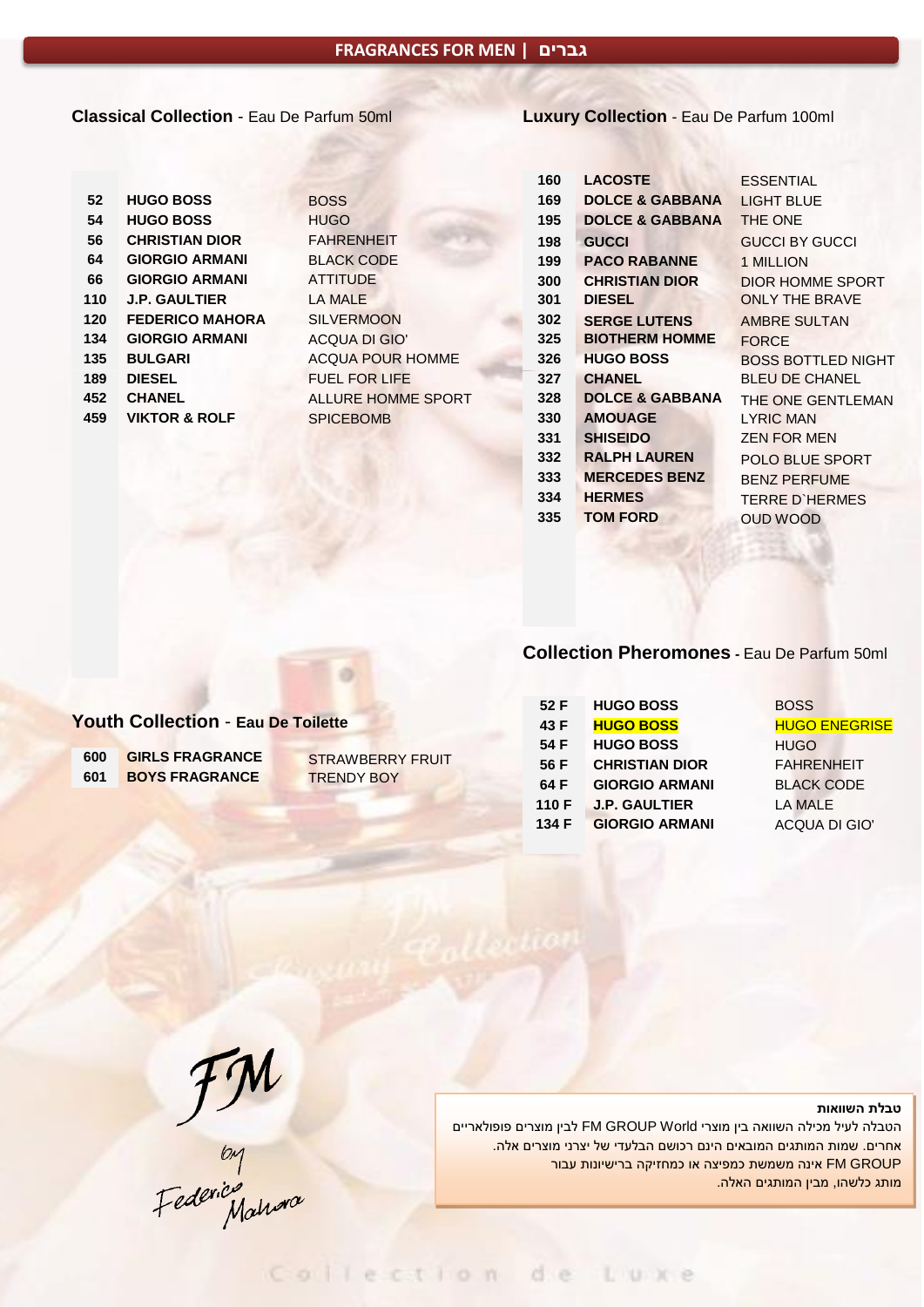## FRAGRANCES FOR MEN | גברים

### Classical Collection - Eau De Parfum 50ml

| | | |
|---|---|---|
| 52 | **HUGO BOSS** | BOSS |
| 54 | **HUGO BOSS** | HUGO |
| 56 | **CHRISTIAN DIOR** | FAHRENHEIT |
| 64 | **GIORGIO ARMANI** | BLACK CODE |
| 66 | **GIORGIO ARMANI** | ATTITUDE |
| 110 | **J.P. GAULTIER** | LA MALE |
| 120 | **FEDERICO MAHORA** | SILVERMOON |
| 134 | **GIORGIO ARMANI** | ACQUA DI GIO' |
| 135 | **BULGARI** | ACQUA POUR HOMME |
| 189 | **DIESEL** | FUEL FOR LIFE |
| 452 | **CHANEL** | ALLURE HOMME SPORT |
| 459 | **VIKTOR & ROLF** | SPICEBOMB |

### Luxury Collection - Eau De Parfum 100ml

| | | |
|---|---|---|
| 160 | **LACOSTE** | ESSENTIAL |
| 169 | **DOLCE & GABBANA** | LIGHT BLUE |
| 195 | **DOLCE & GABBANA** | THE ONE |
| 198 | **GUCCI** | GUCCI BY GUCCI |
| 199 | **PACO RABANNE** | 1 MILLION |
| 300 | **CHRISTIAN DIOR** | DIOR HOMME SPORT |
| 301 | **DIESEL** | ONLY THE BRAVE |
| 302 | **SERGE LUTENS** | AMBRE SULTAN |
| 325 | **BIOTHERM HOMME** | FORCE |
| 326 | **HUGO BOSS** | BOSS BOTTLED NIGHT |
| 327 | **CHANEL** | BLEU DE CHANEL |
| 328 | **DOLCE & GABBANA** | THE ONE GENTLEMAN |
| 330 | **AMOUAGE** | LYRIC MAN |
| 331 | **SHISEIDO** | ZEN FOR MEN |
| 332 | **RALPH LAUREN** | POLO BLUE SPORT |
| 333 | **MERCEDES BENZ** | BENZ PERFUME |
| 334 | **HERMES** | TERRE D`HERMES |
| 335 | **TOM FORD** | OUD WOOD |

### Youth Collection - Eau De Toilette

| | | |
|---|---|---|
| 600 | **GIRLS FRAGRANCE** | STRAWBERRY FRUIT |
| 601 | **BOYS FRAGRANCE** | TRENDY BOY |

### Collection Pheromones - Eau De Parfum 50ml

| | | |
|---|---|---|
| 52 F | **HUGO BOSS** | BOSS |
| 43 F | **HUGO BOSS** | HUGO ENEGRISE |
| 54 F | **HUGO BOSS** | HUGO |
| 56 F | **CHRISTIAN DIOR** | FAHRENHEIT |
| 64 F | **GIORGIO ARMANI** | BLACK CODE |
| 110 F | **J.P. GAULTIER** | LA MALE |
| 134 F | **GIORGIO ARMANI** | ACQUA DI GIO' |

FM by Federico Mahora

**טבלת השוואות**

הטבלה לעיל מכילה השוואה בין מוצרי FM GROUP World לבין מוצרים פופולאריים אחרים. שמות המותגים המובאים הינם רכושם הבלעדי של יצרני מוצרים אלה. FM GROUP אינה משמשת כמפיצה או כמחזיקה ברישיונות עבור מותג כלשהו, מבין המותגים האלה.

Collection de Luxe